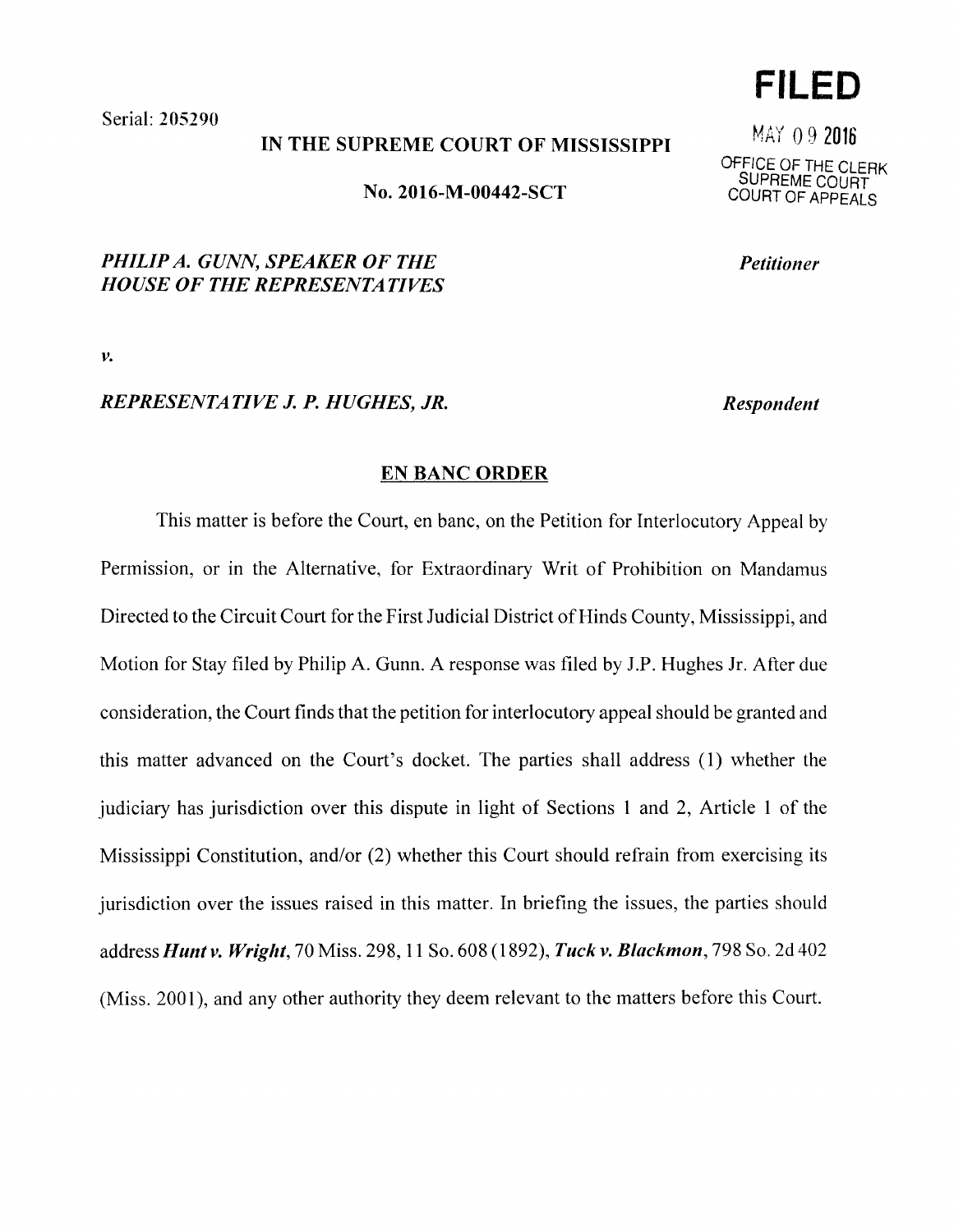Serial: 205290

**FILED**

MAY 09 2016

OFFICE OF THE CLERK
SUPREME COURT
COURT OF APPEALS

**IN THE SUPREME COURT OF MISSISSIPPI**

**No. 2016-M-00442-SCT**

***PHILIP A. GUNN, SPEAKER OF THE HOUSE OF THE REPRESENTATIVES*** — ***Petitioner***

*v.*

***REPRESENTATIVE J. P. HUGHES, JR.*** — ***Respondent***

## EN BANC ORDER

This matter is before the Court, en banc, on the Petition for Interlocutory Appeal by Permission, or in the Alternative, for Extraordinary Writ of Prohibition on Mandamus Directed to the Circuit Court for the First Judicial District of Hinds County, Mississippi, and Motion for Stay filed by Philip A. Gunn. A response was filed by J.P. Hughes Jr. After due consideration, the Court finds that the petition for interlocutory appeal should be granted and this matter advanced on the Court's docket. The parties shall address (1) whether the judiciary has jurisdiction over this dispute in light of Sections 1 and 2, Article 1 of the Mississippi Constitution, and/or (2) whether this Court should refrain from exercising its jurisdiction over the issues raised in this matter. In briefing the issues, the parties should address ***Hunt v. Wright***, 70 Miss. 298, 11 So. 608 (1892), ***Tuck v. Blackmon***, 798 So. 2d 402 (Miss. 2001), and any other authority they deem relevant to the matters before this Court.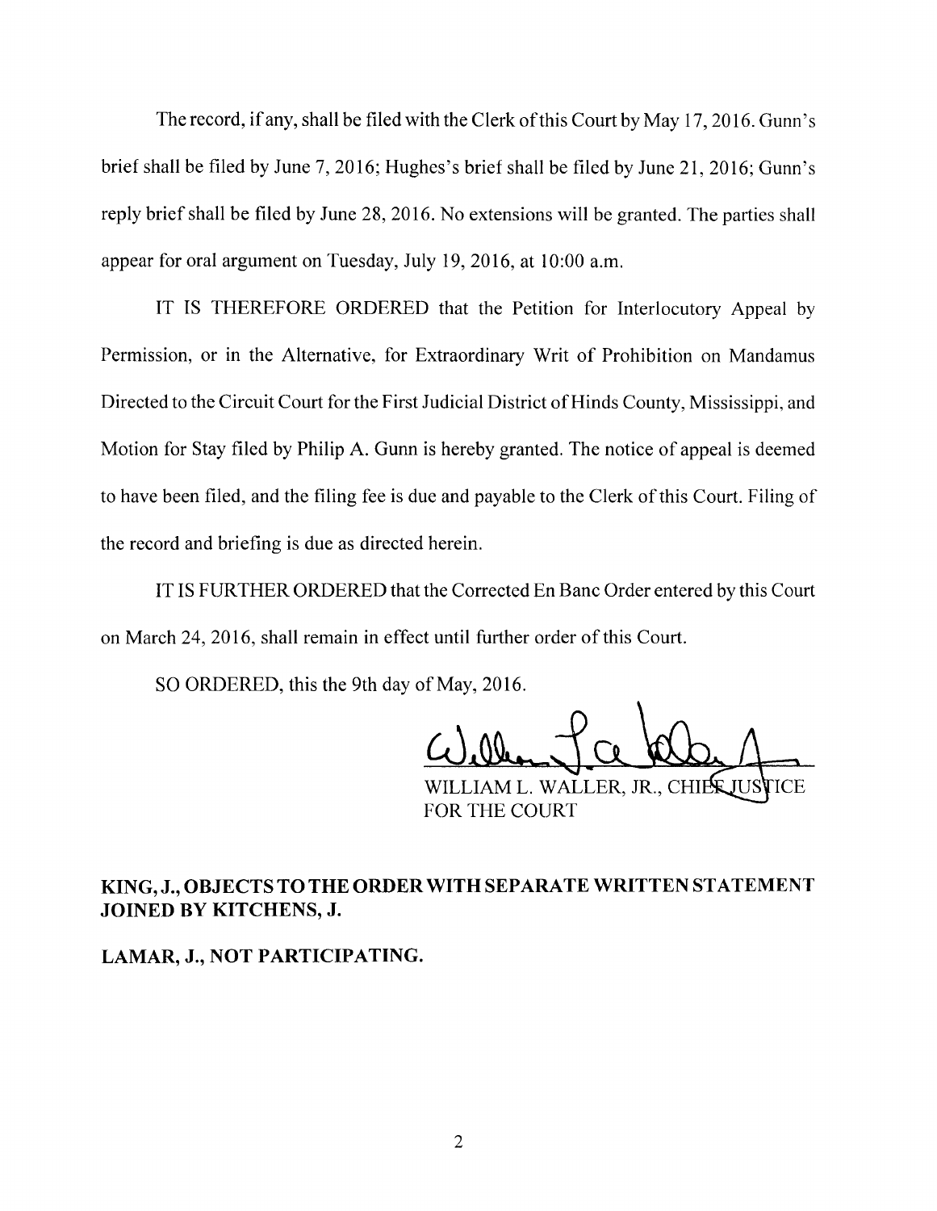The record, if any, shall be filed with the Clerk of this Court by May 17, 2016. Gunn's brief shall be filed by June 7, 2016; Hughes's brief shall be filed by June 21, 2016; Gunn's reply brief shall be filed by June 28, 2016. No extensions will be granted. The parties shall appear for oral argument on Tuesday, July 19, 2016, at 10:00 a.m.

IT IS THEREFORE ORDERED that the Petition for Interlocutory Appeal by Permission, or in the Alternative, for Extraordinary Writ of Prohibition on Mandamus Directed to the Circuit Court for the First Judicial District of Hinds County, Mississippi, and Motion for Stay filed by Philip A. Gunn is hereby granted. The notice of appeal is deemed to have been filed, and the filing fee is due and payable to the Clerk of this Court. Filing of the record and briefing is due as directed herein.

IT IS FURTHER ORDERED that the Corrected En Banc Order entered by this Court on March 24, 2016, shall remain in effect until further order of this Court.

SO ORDERED, this the 9th day of May, 2016.

WILLIAM L. WALLER, JR., CHIEF JUSTICE
FOR THE COURT

**KING, J., OBJECTS TO THE ORDER WITH SEPARATE WRITTEN STATEMENT JOINED BY KITCHENS, J.**

**LAMAR, J., NOT PARTICIPATING.**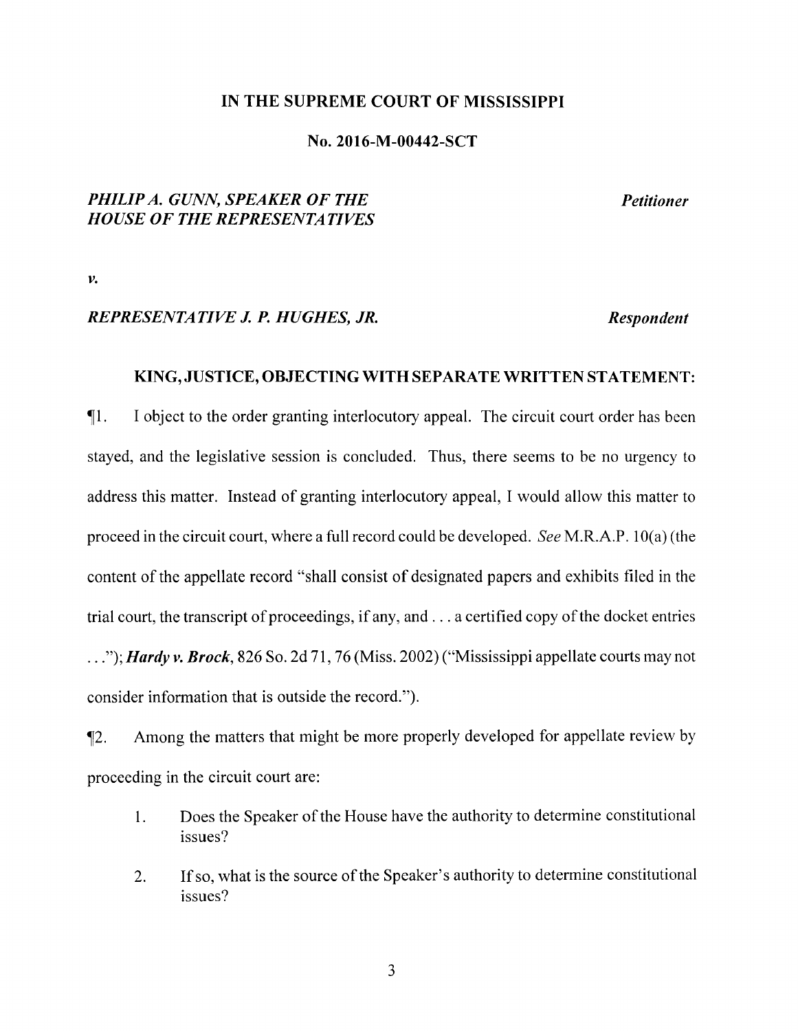**IN THE SUPREME COURT OF MISSISSIPPI**

**No. 2016-M-00442-SCT**

***PHILIP A. GUNN, SPEAKER OF THE HOUSE OF THE REPRESENTATIVES*** — ***Petitioner***

***v.***

***REPRESENTATIVE J. P. HUGHES, JR.*** — ***Respondent***

**KING, JUSTICE, OBJECTING WITH SEPARATE WRITTEN STATEMENT:**

¶1. I object to the order granting interlocutory appeal. The circuit court order has been stayed, and the legislative session is concluded. Thus, there seems to be no urgency to address this matter. Instead of granting interlocutory appeal, I would allow this matter to proceed in the circuit court, where a full record could be developed. *See* M.R.A.P. 10(a) (the content of the appellate record "shall consist of designated papers and exhibits filed in the trial court, the transcript of proceedings, if any, and . . . a certified copy of the docket entries . . ."); ***Hardy v. Brock***, 826 So. 2d 71, 76 (Miss. 2002) ("Mississippi appellate courts may not consider information that is outside the record.").

¶2. Among the matters that might be more properly developed for appellate review by proceeding in the circuit court are:

1. Does the Speaker of the House have the authority to determine constitutional issues?
2. If so, what is the source of the Speaker's authority to determine constitutional issues?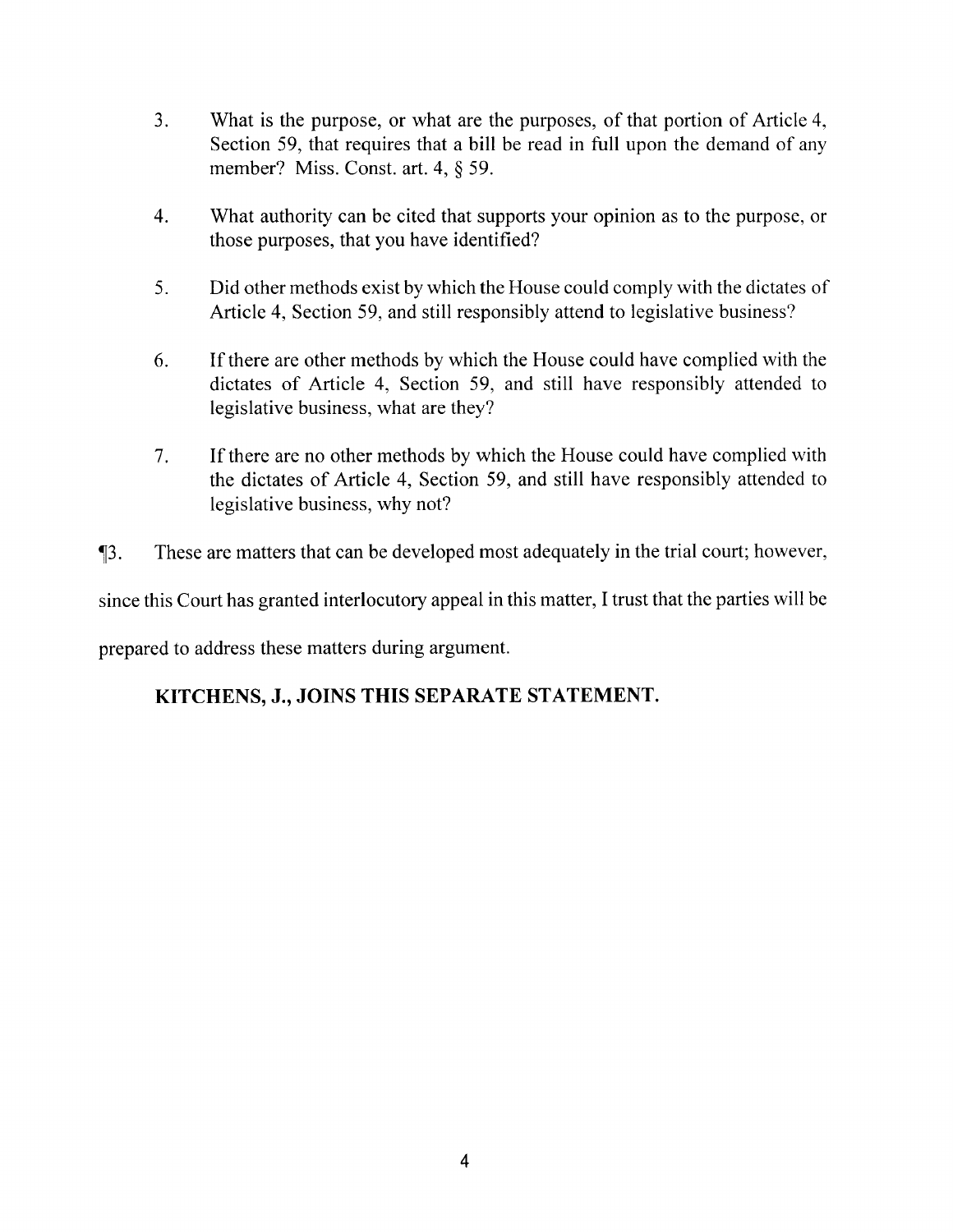3. What is the purpose, or what are the purposes, of that portion of Article 4, Section 59, that requires that a bill be read in full upon the demand of any member? Miss. Const. art. 4, § 59.

4. What authority can be cited that supports your opinion as to the purpose, or those purposes, that you have identified?

5. Did other methods exist by which the House could comply with the dictates of Article 4, Section 59, and still responsibly attend to legislative business?

6. If there are other methods by which the House could have complied with the dictates of Article 4, Section 59, and still have responsibly attended to legislative business, what are they?

7. If there are no other methods by which the House could have complied with the dictates of Article 4, Section 59, and still have responsibly attended to legislative business, why not?

¶3. These are matters that can be developed most adequately in the trial court; however, since this Court has granted interlocutory appeal in this matter, I trust that the parties will be prepared to address these matters during argument.

**KITCHENS, J., JOINS THIS SEPARATE STATEMENT.**